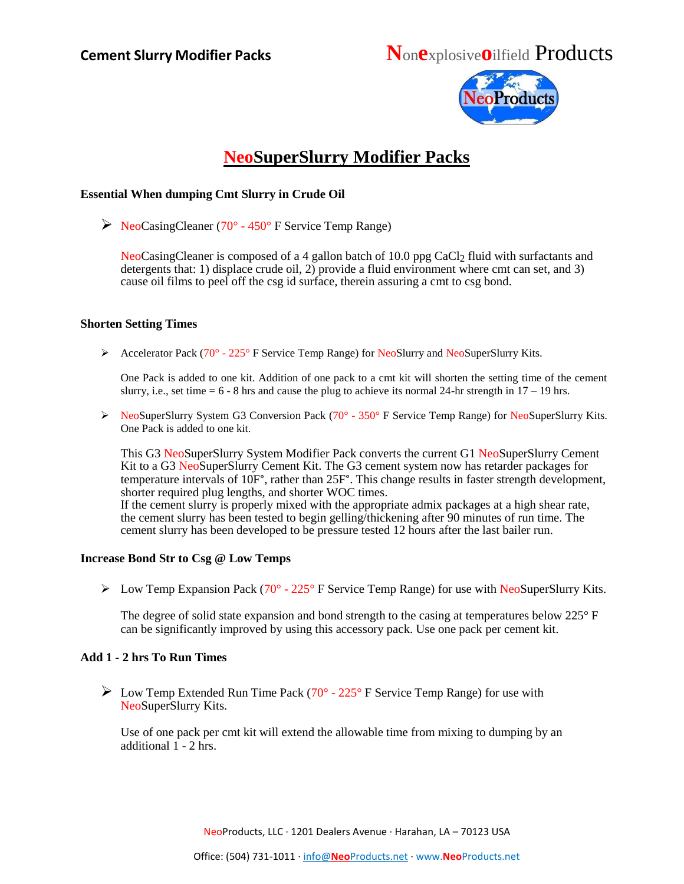Cement Slurry Modifier Packs

Nonexplosive oilfield Products

# NeoSuperSlurry Modifier Packs

### Essential When dumping Cmt Slurry in Crude Oil

- NeoCasingCleaner (70° - 450° F Service Temp Range)

  NeoCasingCleaner is composed of a 4 gallon batch of 10.0 ppg $CaCl_2$ fluid with surfactants and detergents that: 1) displace crude oil, 2) provide a fluid environment where cmt can set, and 3) cause oil films to peel off the csg id surface, therein assuring a cmt to csg bond.

### Shorten Setting Times

- Accelerator Pack (70° - 225° F Service Temp Range) for NeoSlurry and NeoSuperSlurry Kits.

  One Pack is added to one kit. Addition of one pack to a cmt kit will shorten the setting time of the cement slurry, i.e., set time = 6 - 8 hrs and cause the plug to achieve its normal 24-hr strength in 17 – 19 hrs.

- NeoSuperSlurry System G3 Conversion Pack (70° - 350° F Service Temp Range) for NeoSuperSlurry Kits. One Pack is added to one kit.

  This G3 NeoSuperSlurry System Modifier Pack converts the current G1 NeoSuperSlurry Cement Kit to a G3 NeoSuperSlurry Cement Kit. The G3 cement system now has retarder packages for temperature intervals of 10F°, rather than 25F°. This change results in faster strength development, shorter required plug lengths, and shorter WOC times.
  If the cement slurry is properly mixed with the appropriate admix packages at a high shear rate, the cement slurry has been tested to begin gelling/thickening after 90 minutes of run time. The cement slurry has been developed to be pressure tested 12 hours after the last bailer run.

### Increase Bond Str to Csg @ Low Temps

- Low Temp Expansion Pack (70° - 225° F Service Temp Range) for use with NeoSuperSlurry Kits.

  The degree of solid state expansion and bond strength to the casing at temperatures below 225° F can be significantly improved by using this accessory pack. Use one pack per cement kit.

### Add 1 - 2 hrs To Run Times

- Low Temp Extended Run Time Pack (70° - 225° F Service Temp Range) for use with NeoSuperSlurry Kits.

  Use of one pack per cmt kit will extend the allowable time from mixing to dumping by an additional 1 - 2 hrs.

NeoProducts, LLC · 1201 Dealers Avenue · Harahan, LA – 70123 USA

Office: (504) 731-1011 · info@NeoProducts.net · www.NeoProducts.net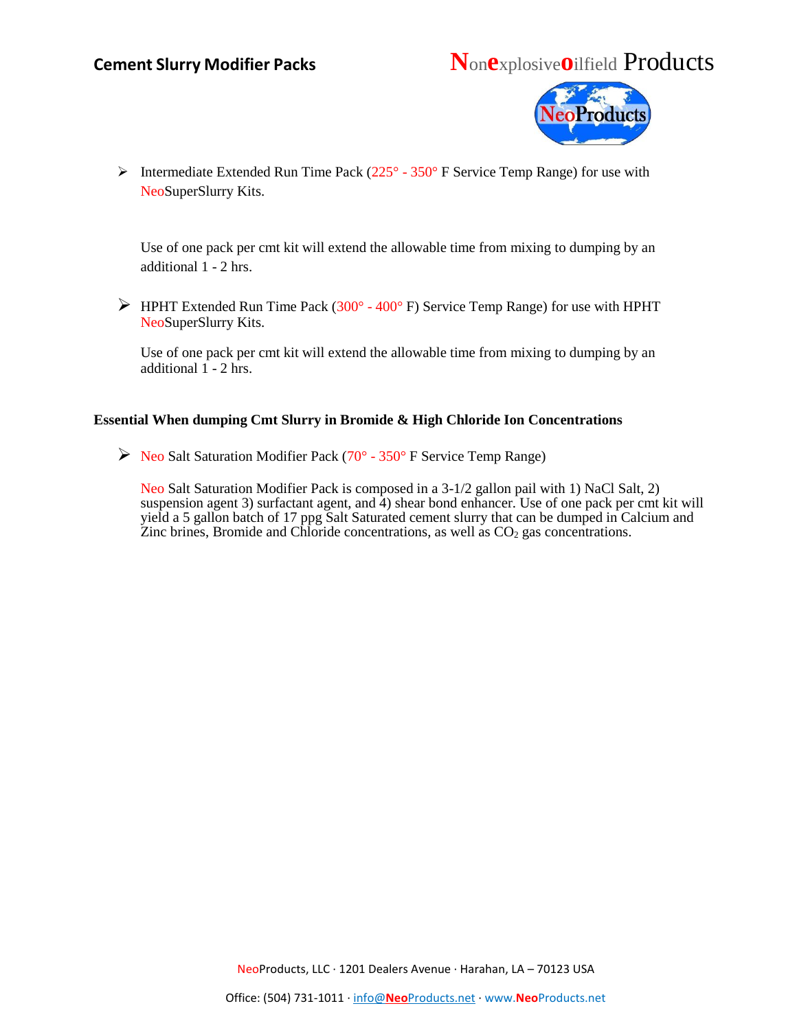- Intermediate Extended Run Time Pack (225° - 350° F Service Temp Range) for use with NeoSuperSlurry Kits.

  Use of one pack per cmt kit will extend the allowable time from mixing to dumping by an additional 1 - 2 hrs.

- HPHT Extended Run Time Pack (300° - 400° F) Service Temp Range) for use with HPHT NeoSuperSlurry Kits.

  Use of one pack per cmt kit will extend the allowable time from mixing to dumping by an additional 1 - 2 hrs.

**Essential When dumping Cmt Slurry in Bromide & High Chloride Ion Concentrations**

- Neo Salt Saturation Modifier Pack (70° - 350° F Service Temp Range)

  Neo Salt Saturation Modifier Pack is composed in a 3-1/2 gallon pail with 1) NaCl Salt, 2) suspension agent 3) surfactant agent, and 4) shear bond enhancer. Use of one pack per cmt kit will yield a 5 gallon batch of 17 ppg Salt Saturated cement slurry that can be dumped in Calcium and Zinc brines, Bromide and Chloride concentrations, as well as $CO_2$ gas concentrations.